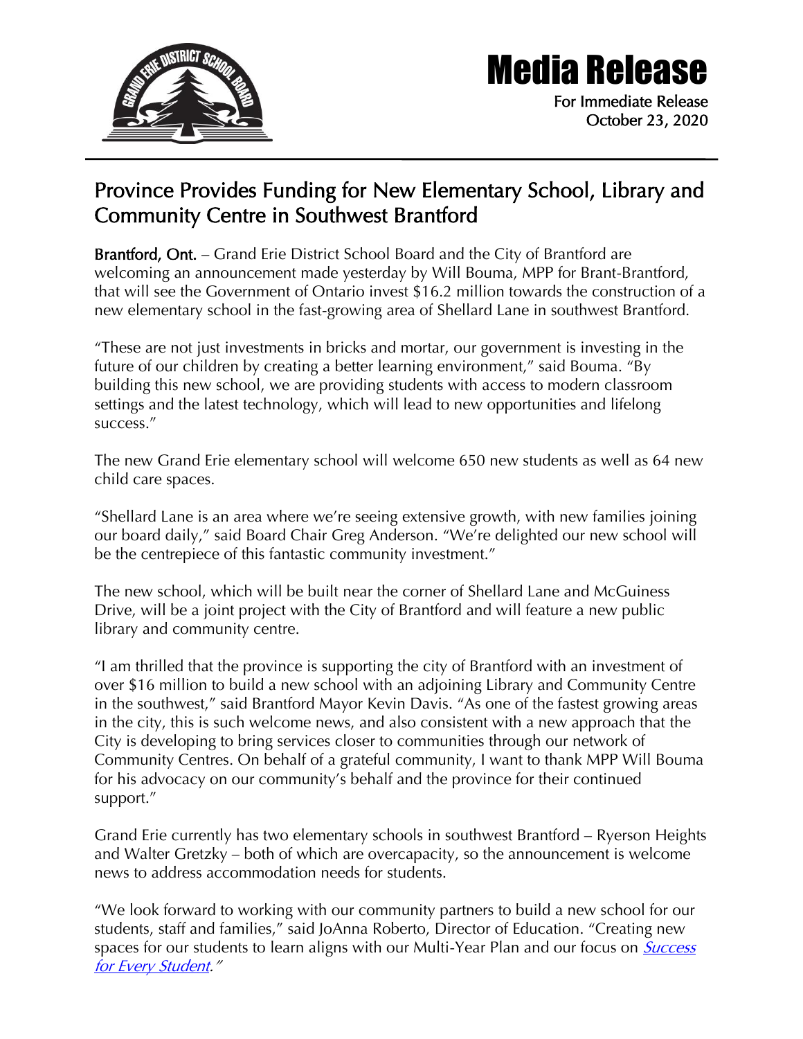# Media Release

For Immediate Release
October 23, 2020

## Province Provides Funding for New Elementary School, Library and Community Centre in Southwest Brantford

**Brantford, Ont.** – Grand Erie District School Board and the City of Brantford are welcoming an announcement made yesterday by Will Bouma, MPP for Brant-Brantford, that will see the Government of Ontario invest $16.2 million towards the construction of a new elementary school in the fast-growing area of Shellard Lane in southwest Brantford.

"These are not just investments in bricks and mortar, our government is investing in the future of our children by creating a better learning environment," said Bouma. "By building this new school, we are providing students with access to modern classroom settings and the latest technology, which will lead to new opportunities and lifelong success."

The new Grand Erie elementary school will welcome 650 new students as well as 64 new child care spaces.

"Shellard Lane is an area where we're seeing extensive growth, with new families joining our board daily," said Board Chair Greg Anderson. "We're delighted our new school will be the centrepiece of this fantastic community investment."

The new school, which will be built near the corner of Shellard Lane and McGuiness Drive, will be a joint project with the City of Brantford and will feature a new public library and community centre.

"I am thrilled that the province is supporting the city of Brantford with an investment of over $16 million to build a new school with an adjoining Library and Community Centre in the southwest," said Brantford Mayor Kevin Davis. "As one of the fastest growing areas in the city, this is such welcome news, and also consistent with a new approach that the City is developing to bring services closer to communities through our network of Community Centres. On behalf of a grateful community, I want to thank MPP Will Bouma for his advocacy on our community's behalf and the province for their continued support."

Grand Erie currently has two elementary schools in southwest Brantford – Ryerson Heights and Walter Gretzky – both of which are overcapacity, so the announcement is welcome news to address accommodation needs for students.

"We look forward to working with our community partners to build a new school for our students, staff and families," said JoAnna Roberto, Director of Education. "Creating new spaces for our students to learn aligns with our Multi-Year Plan and our focus on *Success for Every Student*."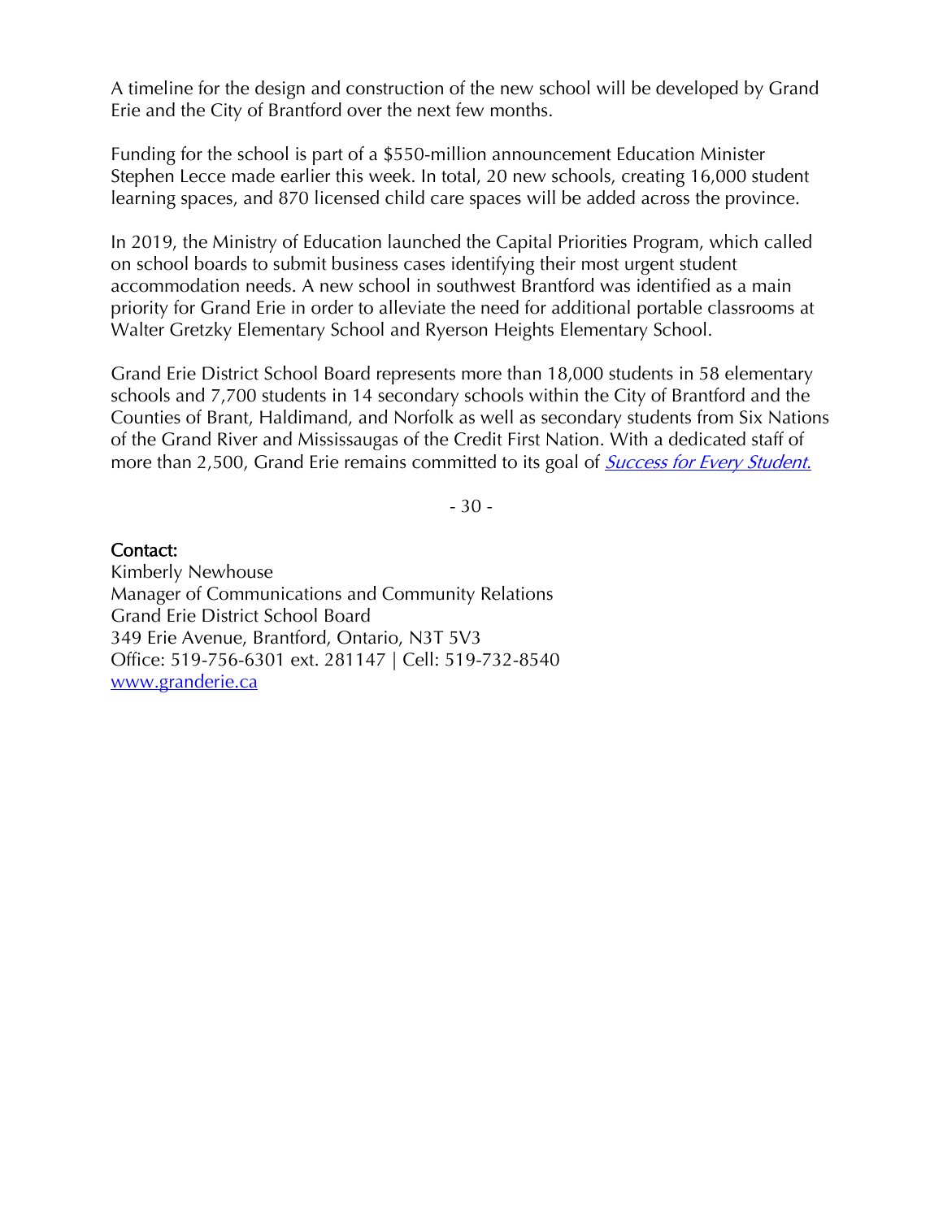A timeline for the design and construction of the new school will be developed by Grand Erie and the City of Brantford over the next few months.

Funding for the school is part of a $550-million announcement Education Minister Stephen Lecce made earlier this week. In total, 20 new schools, creating 16,000 student learning spaces, and 870 licensed child care spaces will be added across the province.

In 2019, the Ministry of Education launched the Capital Priorities Program, which called on school boards to submit business cases identifying their most urgent student accommodation needs. A new school in southwest Brantford was identified as a main priority for Grand Erie in order to alleviate the need for additional portable classrooms at Walter Gretzky Elementary School and Ryerson Heights Elementary School.

Grand Erie District School Board represents more than 18,000 students in 58 elementary schools and 7,700 students in 14 secondary schools within the City of Brantford and the Counties of Brant, Haldimand, and Norfolk as well as secondary students from Six Nations of the Grand River and Mississaugas of the Credit First Nation. With a dedicated staff of more than 2,500, Grand Erie remains committed to its goal of *Success for Every Student.*

- 30 -

**Contact:**
Kimberly Newhouse
Manager of Communications and Community Relations
Grand Erie District School Board
349 Erie Avenue, Brantford, Ontario, N3T 5V3
Office: 519-756-6301 ext. 281147 | Cell: 519-732-8540
www.granderie.ca